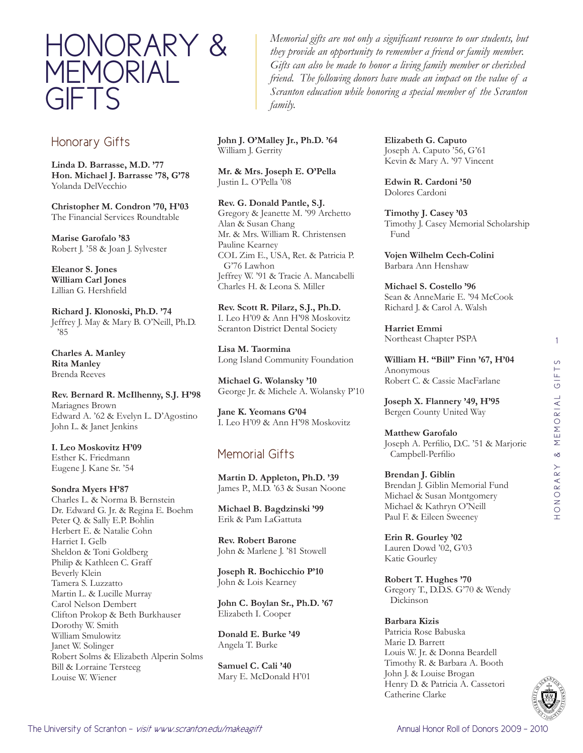# HONORARY & MEMORIAL GIFTS

*Memorial gifts are not only a significant resource to our students, but they provide an opportunity to remember a friend or family member. Gifts can also be made to honor a living family member or cherished friend. The following donors have made an impact on the value of a Scranton education while honoring a special member of the Scranton family.*

## Honorary Gifts

**Linda D. Barrasse, M.D. '77**
**Hon. Michael J. Barrasse '78, G'78**
Yolanda DelVecchio

**Christopher M. Condron '70, H'03**
The Financial Services Roundtable

**Marise Garofalo '83**
Robert J. '58 & Joan J. Sylvester

**Eleanor S. Jones**
**William Carl Jones**
Lillian G. Hershfield

**Richard J. Klonoski, Ph.D. '74**
Jeffrey J. May & Mary B. O'Neill, Ph.D. '85

**Charles A. Manley**
**Rita Manley**
Brenda Reeves

**Rev. Bernard R. McIlhenny, S.J. H'98**
Mariagnes Brown
Edward A. '62 & Evelyn L. D'Agostino
John L. & Janet Jenkins

**I. Leo Moskovitz H'09**
Esther K. Friedmann
Eugene J. Kane Sr. '54

**Sondra Myers H'87**
Charles L. & Norma B. Bernstein
Dr. Edward G. Jr. & Regina E. Boehm
Peter Q. & Sally E.P. Bohlin
Herbert E. & Natalie Cohn
Harriet I. Gelb
Sheldon & Toni Goldberg
Philip & Kathleen C. Graff
Beverly Klein
Tamera S. Luzzatto
Martin L. & Lucille Murray
Carol Nelson Dembert
Clifton Prokop & Beth Burkhauser
Dorothy W. Smith
William Smulowitz
Janet W. Solinger
Robert Solms & Elizabeth Alperin Solms
Bill & Lorraine Tersteeg
Louise W. Wiener

**John J. O'Malley Jr., Ph.D. '64**
William J. Gerrity

**Mr. & Mrs. Joseph E. O'Pella**
Justin L. O'Pella '08

**Rev. G. Donald Pantle, S.J.**
Gregory & Jeanette M. '99 Archetto
Alan & Susan Chang
Mr. & Mrs. William R. Christensen
Pauline Kearney
COL Zim E., USA, Ret. & Patricia P. G'76 Lawhon
Jeffrey W. '91 & Tracie A. Mancabelli
Charles H. & Leona S. Miller

**Rev. Scott R. Pilarz, S.J., Ph.D.**
I. Leo H'09 & Ann H'98 Moskovitz
Scranton District Dental Society

**Lisa M. Taormina**
Long Island Community Foundation

**Michael G. Wolansky '10**
George Jr. & Michele A. Wolansky P'10

**Jane K. Yeomans G'04**
I. Leo H'09 & Ann H'98 Moskovitz

## Memorial Gifts

**Martin D. Appleton, Ph.D. '39**
James P., M.D. '63 & Susan Noone

**Michael B. Bagdzinski '99**
Erik & Pam LaGattuta

**Rev. Robert Barone**
John & Marlene J. '81 Stowell

**Joseph R. Bochicchio P'10**
John & Lois Kearney

**John C. Boylan Sr., Ph.D. '67**
Elizabeth I. Cooper

**Donald E. Burke '49**
Angela T. Burke

**Samuel C. Cali '40**
Mary E. McDonald H'01

**Elizabeth G. Caputo**
Joseph A. Caputo '56, G'61
Kevin & Mary A. '97 Vincent

**Edwin R. Cardoni '50**
Dolores Cardoni

**Timothy J. Casey '03**
Timothy J. Casey Memorial Scholarship Fund

**Vojen Wilhelm Cech-Colini**
Barbara Ann Henshaw

**Michael S. Costello '96**
Sean & AnneMarie E. '94 McCook
Richard J. & Carol A. Walsh

**Harriet Emmi**
Northeast Chapter PSPA

**William H. "Bill" Finn '67, H'04**
Anonymous
Robert C. & Cassie MacFarlane

**Joseph X. Flannery '49, H'95**
Bergen County United Way

**Matthew Garofalo**
Joseph A. Perfilio, D.C. '51 & Marjorie Campbell-Perfilio

**Brendan J. Giblin**
Brendan J. Giblin Memorial Fund
Michael & Susan Montgomery
Michael & Kathryn O'Neill
Paul F. & Eileen Sweeney

**Erin R. Gourley '02**
Lauren Dowd '02, G'03
Katie Gourley

**Robert T. Hughes '70**
Gregory T., D.D.S. G'70 & Wendy Dickinson

**Barbara Kizis**
Patricia Rose Babuska
Marie D. Barrett
Louis W. Jr. & Donna Beardell
Timothy R. & Barbara A. Booth
John J. & Louise Brogan
Henry D. & Patricia A. Cassetori
Catherine Clarke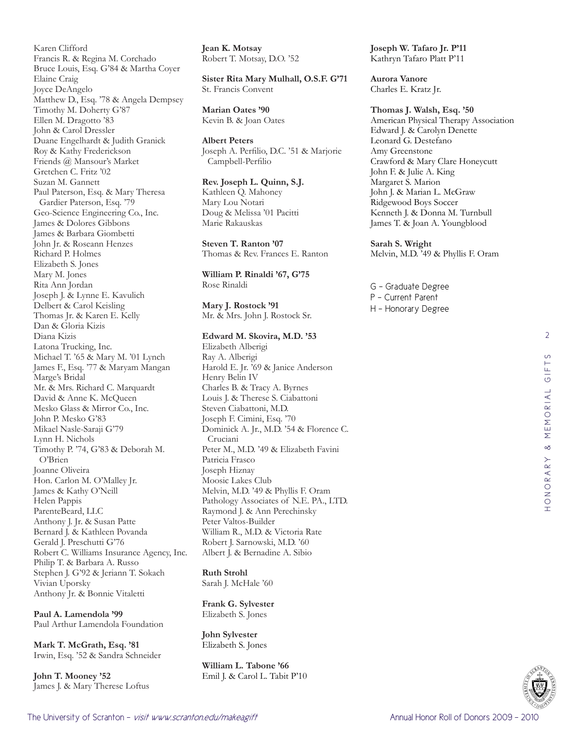Karen Clifford
Francis R. & Regina M. Corchado
Bruce Louis, Esq. G'84 & Martha Coyer
Elaine Craig
Joyce DeAngelo
Matthew D., Esq. '78 & Angela Dempsey
Timothy M. Doherty G'87
Ellen M. Dragotto '83
John & Carol Dressler
Duane Engelhardt & Judith Granick
Roy & Kathy Frederickson
Friends @ Mansour's Market
Gretchen C. Fritz '02
Suzan M. Gannett
Paul Paterson, Esq. & Mary Theresa Gardier Paterson, Esq. '79
Geo-Science Engineering Co., Inc.
James & Dolores Gibbons
James & Barbara Giombetti
John Jr. & Roseann Henzes
Richard P. Holmes
Elizabeth S. Jones
Mary M. Jones
Rita Ann Jordan
Joseph J. & Lynne E. Kavulich
Delbert & Carol Keisling
Thomas Jr. & Karen E. Kelly
Dan & Gloria Kizis
Diana Kizis
Latona Trucking, Inc.
Michael T. '65 & Mary M. '01 Lynch
James F., Esq. '77 & Maryam Mangan
Marge's Bridal
Mr. & Mrs. Richard C. Marquardt
David & Anne K. McQueen
Mesko Glass & Mirror Co., Inc.
John P. Mesko G'83
Mikael Nasle-Saraji G'79
Lynn H. Nichols
Timothy P. '74, G'83 & Deborah M. O'Brien
Joanne Oliveira
Hon. Carlon M. O'Malley Jr.
James & Kathy O'Neill
Helen Pappis
ParenteBeard, LLC
Anthony J. Jr. & Susan Patte
Bernard J. & Kathleen Povanda
Gerald J. Preschutti G'76
Robert C. Williams Insurance Agency, Inc.
Philip T. & Barbara A. Russo
Stephen J. G'92 & Jeriann T. Sokach
Vivian Uporsky
Anthony Jr. & Bonnie Vitaletti

**Paul A. Lamendola '99**
Paul Arthur Lamendola Foundation

**Mark T. McGrath, Esq. '81**
Irwin, Esq. '52 & Sandra Schneider

**John T. Mooney '52**
James J. & Mary Therese Loftus

**Jean K. Motsay**
Robert T. Motsay, D.O. '52

**Sister Rita Mary Mulhall, O.S.F. G'71**
St. Francis Convent

**Marian Oates '90**
Kevin B. & Joan Oates

**Albert Peters**
Joseph A. Perfilio, D.C. '51 & Marjorie Campbell-Perfilio

**Rev. Joseph L. Quinn, S.J.**
Kathleen Q. Mahoney
Mary Lou Notari
Doug & Melissa '01 Pacitti
Marie Rakauskas

**Steven T. Ranton '07**
Thomas & Rev. Frances E. Ranton

**William P. Rinaldi '67, G'75**
Rose Rinaldi

**Mary J. Rostock '91**
Mr. & Mrs. John J. Rostock Sr.

**Edward M. Skovira, M.D. '53**
Elizabeth Alberigi
Ray A. Alberigi
Harold E. Jr. '69 & Janice Anderson
Henry Belin IV
Charles B. & Tracy A. Byrnes
Louis J. & Therese S. Ciabattoni
Steven Ciabattoni, M.D.
Joseph F. Cimini, Esq. '70
Dominick A. Jr., M.D. '54 & Florence C. Cruciani
Peter M., M.D. '49 & Elizabeth Favini
Patricia Frasco
Joseph Hiznay
Moosic Lakes Club
Melvin, M.D. '49 & Phyllis F. Oram
Pathology Associates of N.E. PA., LTD.
Raymond J. & Ann Perechinsky
Peter Valtos-Builder
William R., M.D. & Victoria Rate
Robert J. Sarnowski, M.D. '60
Albert J. & Bernadine A. Sibio

**Ruth Strohl**
Sarah J. McHale '60

**Frank G. Sylvester**
Elizabeth S. Jones

**John Sylvester**
Elizabeth S. Jones

**William L. Tabone '66**
Emil J. & Carol L. Tabit P'10

**Joseph W. Tafaro Jr. P'11**
Kathryn Tafaro Platt P'11

**Aurora Vanore**
Charles E. Kratz Jr.

**Thomas J. Walsh, Esq. '50**
American Physical Therapy Association
Edward J. & Carolyn Denette
Leonard G. Destefano
Amy Greenstone
Crawford & Mary Clare Honeycutt
John F. & Julie A. King
Margaret S. Marion
John J. & Marian L. McGraw
Ridgewood Boys Soccer
Kenneth J. & Donna M. Turnbull
James T. & Joan A. Youngblood

**Sarah S. Wright**
Melvin, M.D. '49 & Phyllis F. Oram

G – Graduate Degree
P – Current Parent
H – Honorary Degree